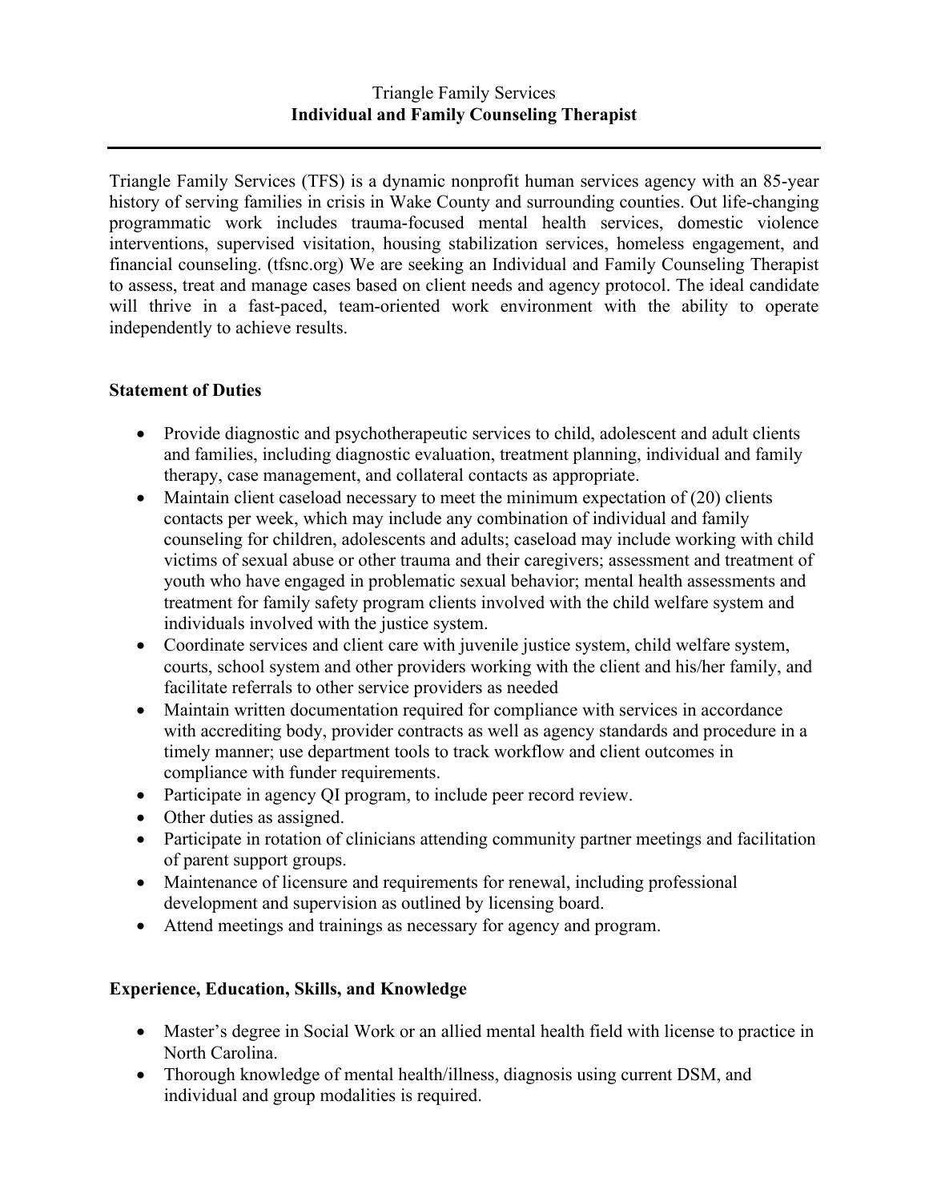Triangle Family Services

**Individual and Family Counseling Therapist**

---

Triangle Family Services (TFS) is a dynamic nonprofit human services agency with an 85-year history of serving families in crisis in Wake County and surrounding counties. Out life-changing programmatic work includes trauma-focused mental health services, domestic violence interventions, supervised visitation, housing stabilization services, homeless engagement, and financial counseling. (tfsnc.org) We are seeking an Individual and Family Counseling Therapist to assess, treat and manage cases based on client needs and agency protocol. The ideal candidate will thrive in a fast-paced, team-oriented work environment with the ability to operate independently to achieve results.

## Statement of Duties

- Provide diagnostic and psychotherapeutic services to child, adolescent and adult clients and families, including diagnostic evaluation, treatment planning, individual and family therapy, case management, and collateral contacts as appropriate.
- Maintain client caseload necessary to meet the minimum expectation of (20) clients contacts per week, which may include any combination of individual and family counseling for children, adolescents and adults; caseload may include working with child victims of sexual abuse or other trauma and their caregivers; assessment and treatment of youth who have engaged in problematic sexual behavior; mental health assessments and treatment for family safety program clients involved with the child welfare system and individuals involved with the justice system.
- Coordinate services and client care with juvenile justice system, child welfare system, courts, school system and other providers working with the client and his/her family, and facilitate referrals to other service providers as needed
- Maintain written documentation required for compliance with services in accordance with accrediting body, provider contracts as well as agency standards and procedure in a timely manner; use department tools to track workflow and client outcomes in compliance with funder requirements.
- Participate in agency QI program, to include peer record review.
- Other duties as assigned.
- Participate in rotation of clinicians attending community partner meetings and facilitation of parent support groups.
- Maintenance of licensure and requirements for renewal, including professional development and supervision as outlined by licensing board.
- Attend meetings and trainings as necessary for agency and program.

## Experience, Education, Skills, and Knowledge

- Master's degree in Social Work or an allied mental health field with license to practice in North Carolina.
- Thorough knowledge of mental health/illness, diagnosis using current DSM, and individual and group modalities is required.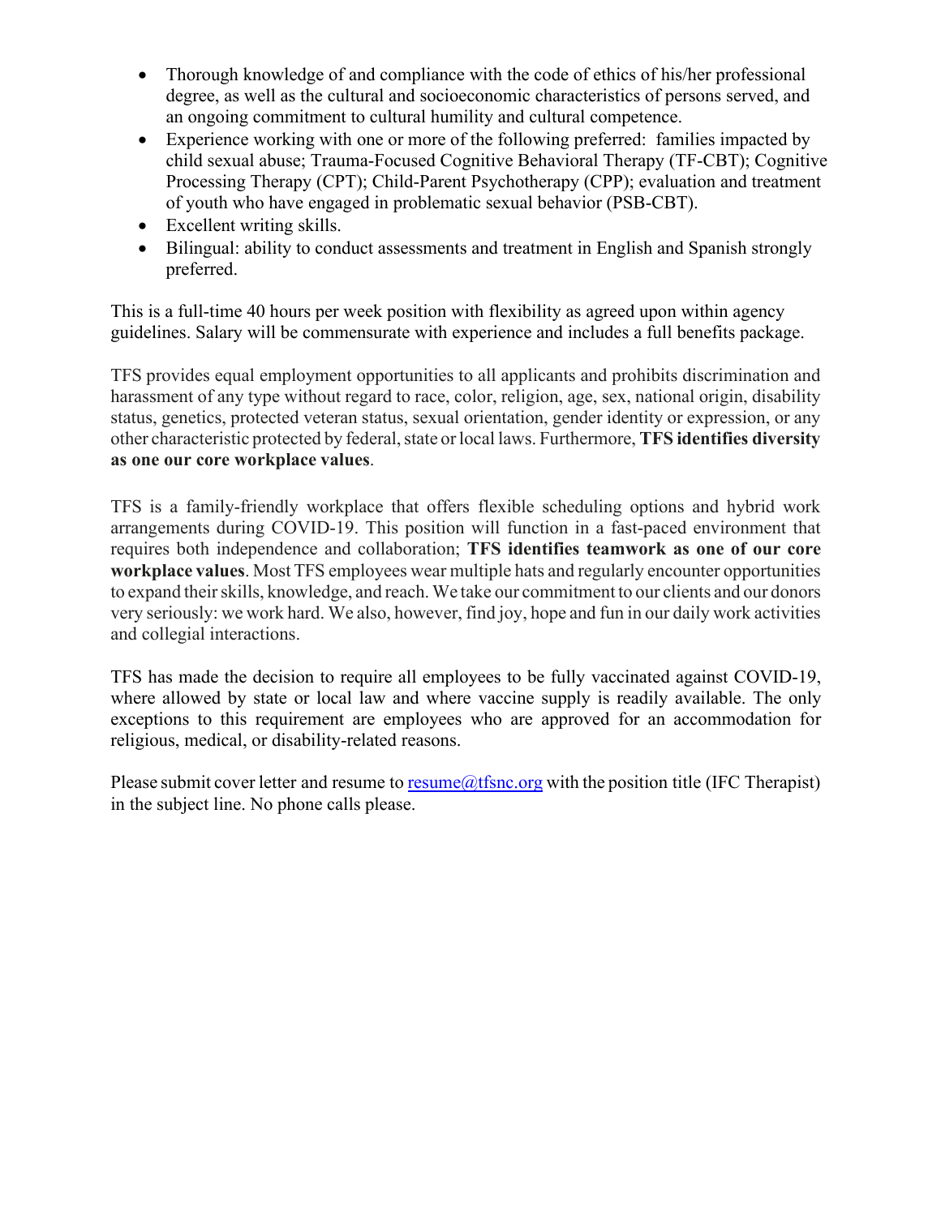- Thorough knowledge of and compliance with the code of ethics of his/her professional degree, as well as the cultural and socioeconomic characteristics of persons served, and an ongoing commitment to cultural humility and cultural competence.
- Experience working with one or more of the following preferred: families impacted by child sexual abuse; Trauma-Focused Cognitive Behavioral Therapy (TF-CBT); Cognitive Processing Therapy (CPT); Child-Parent Psychotherapy (CPP); evaluation and treatment of youth who have engaged in problematic sexual behavior (PSB-CBT).
- Excellent writing skills.
- Bilingual: ability to conduct assessments and treatment in English and Spanish strongly preferred.

This is a full-time 40 hours per week position with flexibility as agreed upon within agency guidelines. Salary will be commensurate with experience and includes a full benefits package.

TFS provides equal employment opportunities to all applicants and prohibits discrimination and harassment of any type without regard to race, color, religion, age, sex, national origin, disability status, genetics, protected veteran status, sexual orientation, gender identity or expression, or any other characteristic protected by federal, state or local laws. Furthermore, **TFS identifies diversity as one our core workplace values**.

TFS is a family-friendly workplace that offers flexible scheduling options and hybrid work arrangements during COVID-19. This position will function in a fast-paced environment that requires both independence and collaboration; **TFS identifies teamwork as one of our core workplace values**. Most TFS employees wear multiple hats and regularly encounter opportunities to expand their skills, knowledge, and reach. We take our commitment to our clients and our donors very seriously: we work hard. We also, however, find joy, hope and fun in our daily work activities and collegial interactions.

TFS has made the decision to require all employees to be fully vaccinated against COVID-19, where allowed by state or local law and where vaccine supply is readily available. The only exceptions to this requirement are employees who are approved for an accommodation for religious, medical, or disability-related reasons.

Please submit cover letter and resume to resume@tfsnc.org with the position title (IFC Therapist) in the subject line. No phone calls please.